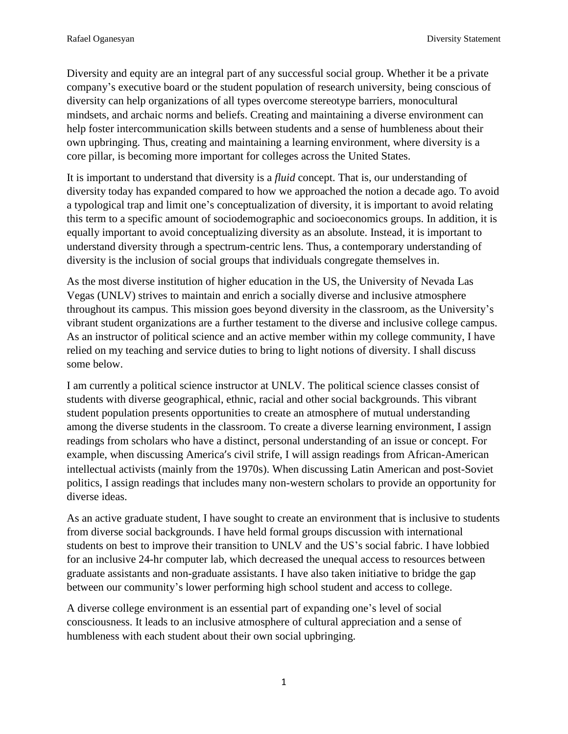Diversity and equity are an integral part of any successful social group. Whether it be a private company's executive board or the student population of research university, being conscious of diversity can help organizations of all types overcome stereotype barriers, monocultural mindsets, and archaic norms and beliefs. Creating and maintaining a diverse environment can help foster intercommunication skills between students and a sense of humbleness about their own upbringing. Thus, creating and maintaining a learning environment, where diversity is a core pillar, is becoming more important for colleges across the United States.

It is important to understand that diversity is a *fluid* concept. That is, our understanding of diversity today has expanded compared to how we approached the notion a decade ago. To avoid a typological trap and limit one's conceptualization of diversity, it is important to avoid relating this term to a specific amount of sociodemographic and socioeconomics groups. In addition, it is equally important to avoid conceptualizing diversity as an absolute. Instead, it is important to understand diversity through a spectrum-centric lens. Thus, a contemporary understanding of diversity is the inclusion of social groups that individuals congregate themselves in.

As the most diverse institution of higher education in the US, the University of Nevada Las Vegas (UNLV) strives to maintain and enrich a socially diverse and inclusive atmosphere throughout its campus. This mission goes beyond diversity in the classroom, as the University's vibrant student organizations are a further testament to the diverse and inclusive college campus. As an instructor of political science and an active member within my college community, I have relied on my teaching and service duties to bring to light notions of diversity. I shall discuss some below.

I am currently a political science instructor at UNLV. The political science classes consist of students with diverse geographical, ethnic, racial and other social backgrounds. This vibrant student population presents opportunities to create an atmosphere of mutual understanding among the diverse students in the classroom. To create a diverse learning environment, I assign readings from scholars who have a distinct, personal understanding of an issue or concept. For example, when discussing America's civil strife, I will assign readings from African-American intellectual activists (mainly from the 1970s). When discussing Latin American and post-Soviet politics, I assign readings that includes many non-western scholars to provide an opportunity for diverse ideas.

As an active graduate student, I have sought to create an environment that is inclusive to students from diverse social backgrounds. I have held formal groups discussion with international students on best to improve their transition to UNLV and the US's social fabric. I have lobbied for an inclusive 24-hr computer lab, which decreased the unequal access to resources between graduate assistants and non-graduate assistants. I have also taken initiative to bridge the gap between our community's lower performing high school student and access to college.

A diverse college environment is an essential part of expanding one's level of social consciousness. It leads to an inclusive atmosphere of cultural appreciation and a sense of humbleness with each student about their own social upbringing.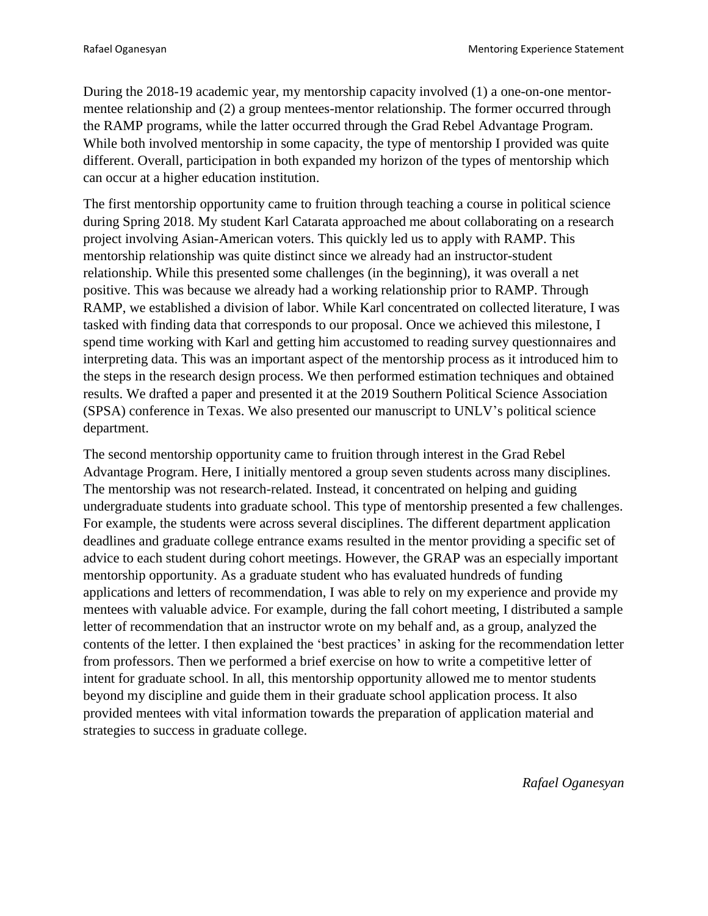During the 2018-19 academic year, my mentorship capacity involved (1) a one-on-one mentor-mentee relationship and (2) a group mentees-mentor relationship. The former occurred through the RAMP programs, while the latter occurred through the Grad Rebel Advantage Program. While both involved mentorship in some capacity, the type of mentorship I provided was quite different. Overall, participation in both expanded my horizon of the types of mentorship which can occur at a higher education institution.

The first mentorship opportunity came to fruition through teaching a course in political science during Spring 2018. My student Karl Catarata approached me about collaborating on a research project involving Asian-American voters. This quickly led us to apply with RAMP. This mentorship relationship was quite distinct since we already had an instructor-student relationship. While this presented some challenges (in the beginning), it was overall a net positive. This was because we already had a working relationship prior to RAMP. Through RAMP, we established a division of labor. While Karl concentrated on collected literature, I was tasked with finding data that corresponds to our proposal. Once we achieved this milestone, I spend time working with Karl and getting him accustomed to reading survey questionnaires and interpreting data. This was an important aspect of the mentorship process as it introduced him to the steps in the research design process. We then performed estimation techniques and obtained results. We drafted a paper and presented it at the 2019 Southern Political Science Association (SPSA) conference in Texas. We also presented our manuscript to UNLV's political science department.

The second mentorship opportunity came to fruition through interest in the Grad Rebel Advantage Program. Here, I initially mentored a group seven students across many disciplines. The mentorship was not research-related. Instead, it concentrated on helping and guiding undergraduate students into graduate school. This type of mentorship presented a few challenges. For example, the students were across several disciplines. The different department application deadlines and graduate college entrance exams resulted in the mentor providing a specific set of advice to each student during cohort meetings. However, the GRAP was an especially important mentorship opportunity. As a graduate student who has evaluated hundreds of funding applications and letters of recommendation, I was able to rely on my experience and provide my mentees with valuable advice. For example, during the fall cohort meeting, I distributed a sample letter of recommendation that an instructor wrote on my behalf and, as a group, analyzed the contents of the letter. I then explained the 'best practices' in asking for the recommendation letter from professors. Then we performed a brief exercise on how to write a competitive letter of intent for graduate school. In all, this mentorship opportunity allowed me to mentor students beyond my discipline and guide them in their graduate school application process. It also provided mentees with vital information towards the preparation of application material and strategies to success in graduate college.

*Rafael Oganesyan*